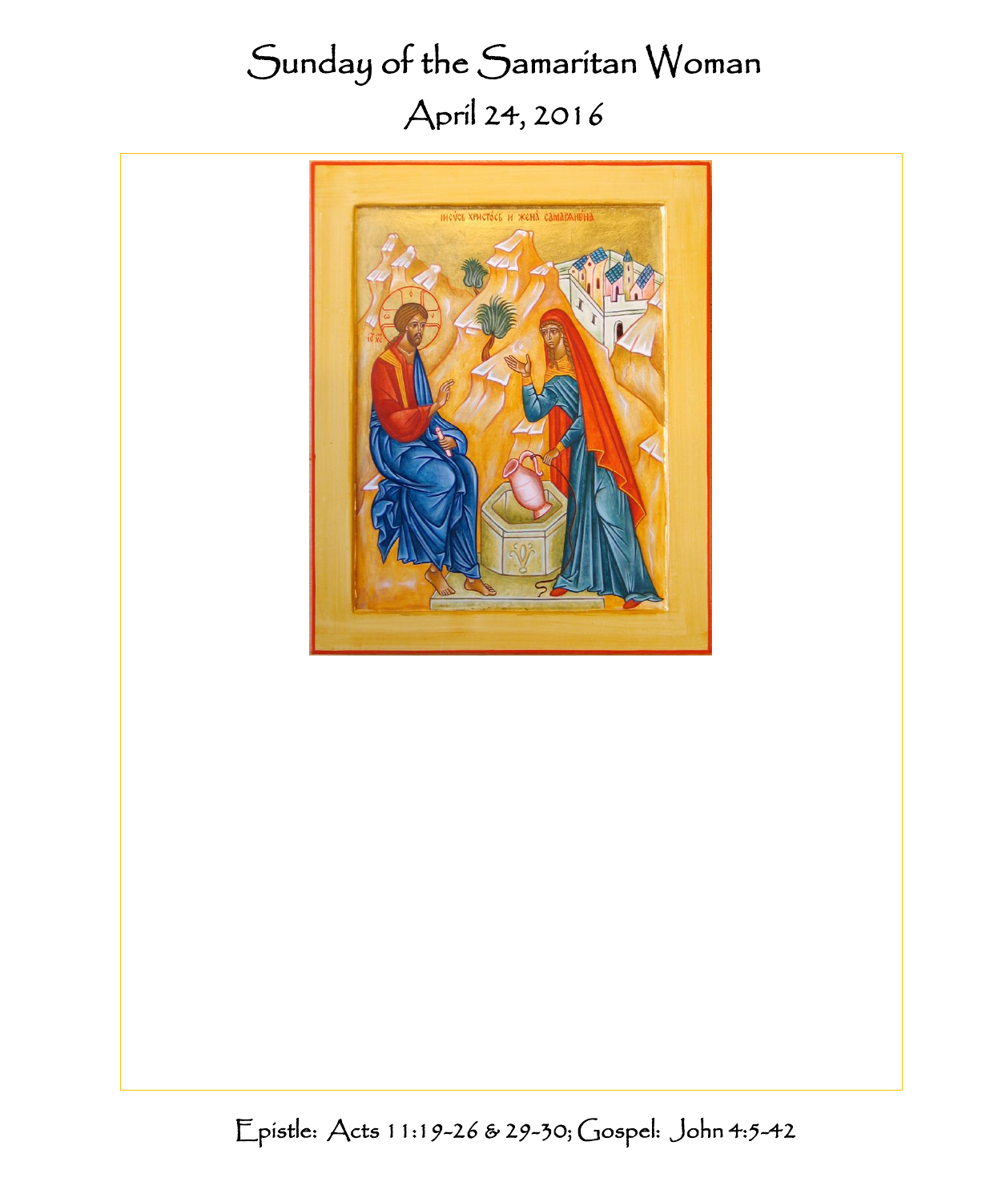# Sunday of the Samaritan Woman

## April 24, 2016

Epistle: Acts 11:19-26 & 29-30; Gospel: John 4:5-42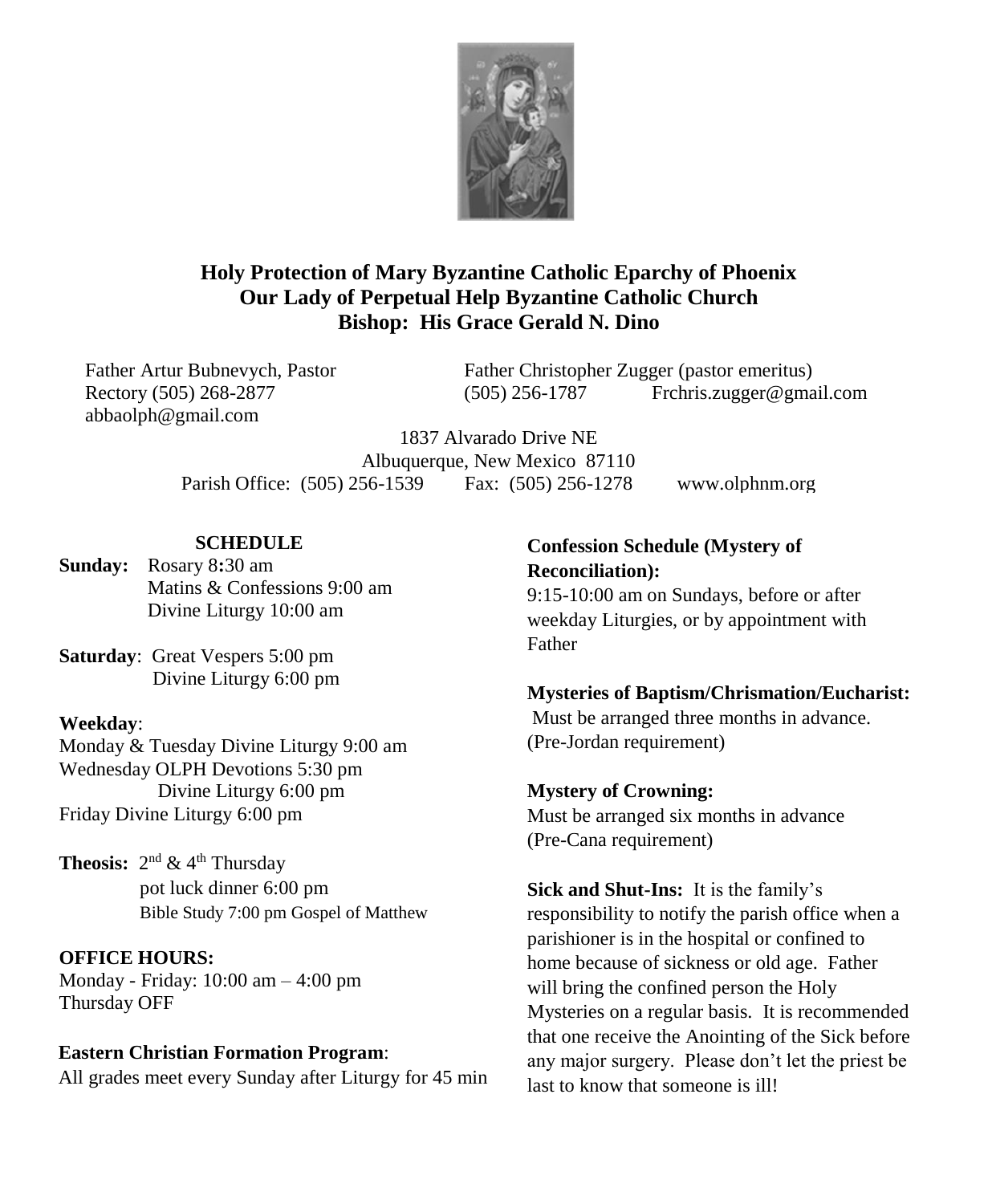**Holy Protection of Mary Byzantine Catholic Eparchy of Phoenix**
**Our Lady of Perpetual Help Byzantine Catholic Church**
**Bishop: His Grace Gerald N. Dino**

Father Artur Bubnevych, Pastor
Rectory (505) 268-2877
abbaolph@gmail.com

Father Christopher Zugger (pastor emeritus)
(505) 256-1787 Frchris.zugger@gmail.com

1837 Alvarado Drive NE
Albuquerque, New Mexico 87110
Parish Office: (505) 256-1539 Fax: (505) 256-1278 www.olphnm.org

**SCHEDULE**

**Sunday:** Rosary 8:30 am
Matins & Confessions 9:00 am
Divine Liturgy 10:00 am

**Saturday**: Great Vespers 5:00 pm
Divine Liturgy 6:00 pm

**Weekday**:
Monday & Tuesday Divine Liturgy 9:00 am
Wednesday OLPH Devotions 5:30 pm
Divine Liturgy 6:00 pm
Friday Divine Liturgy 6:00 pm

**Theosis:** 2nd & 4th Thursday
pot luck dinner 6:00 pm
Bible Study 7:00 pm Gospel of Matthew

**OFFICE HOURS:**
Monday - Friday: 10:00 am – 4:00 pm
Thursday OFF

**Eastern Christian Formation Program**:
All grades meet every Sunday after Liturgy for 45 min

**Confession Schedule (Mystery of Reconciliation):**
9:15-10:00 am on Sundays, before or after weekday Liturgies, or by appointment with Father

**Mysteries of Baptism/Chrismation/Eucharist:**
Must be arranged three months in advance. (Pre-Jordan requirement)

**Mystery of Crowning:**
Must be arranged six months in advance (Pre-Cana requirement)

**Sick and Shut-Ins:** It is the family's responsibility to notify the parish office when a parishioner is in the hospital or confined to home because of sickness or old age. Father will bring the confined person the Holy Mysteries on a regular basis. It is recommended that one receive the Anointing of the Sick before any major surgery. Please don't let the priest be last to know that someone is ill!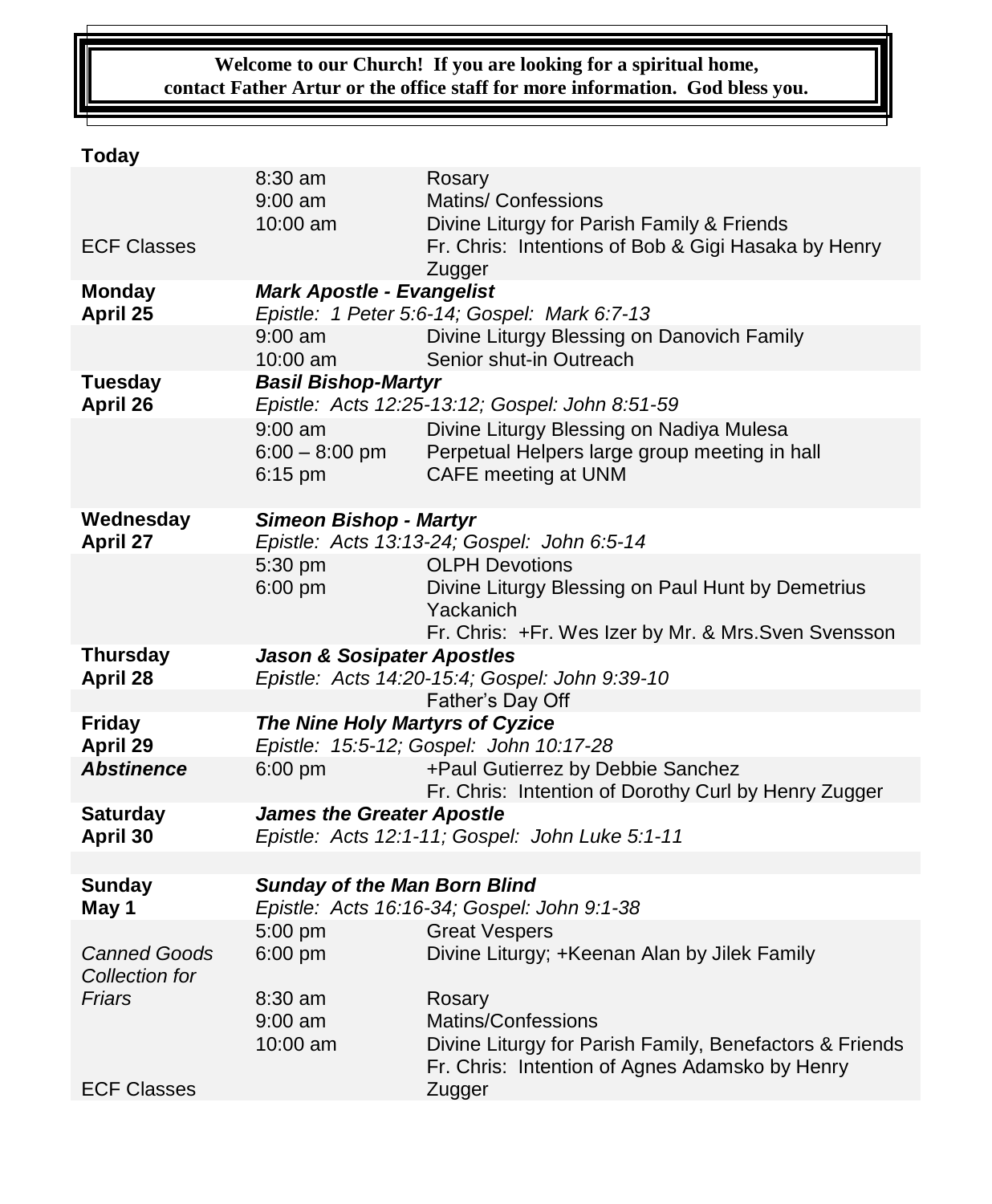**Welcome to our Church! If you are looking for a spiritual home, contact Father Artur or the office staff for more information. God bless you.**

| | | |
|---|---|---|
| **Today** | | |
| | 8:30 am | Rosary |
| | 9:00 am | Matins/ Confessions |
| | 10:00 am | Divine Liturgy for Parish Family & Friends |
| ECF Classes | | Fr. Chris: Intentions of Bob & Gigi Hasaka by Henry Zugger |
| **Monday** | ***Mark Apostle - Evangelist*** | |
| **April 25** | *Epistle: 1 Peter 5:6-14; Gospel: Mark 6:7-13* | |
| | 9:00 am | Divine Liturgy Blessing on Danovich Family |
| | 10:00 am | Senior shut-in Outreach |
| **Tuesday** | ***Basil Bishop-Martyr*** | |
| **April 26** | *Epistle: Acts 12:25-13:12; Gospel: John 8:51-59* | |
| | 9:00 am | Divine Liturgy Blessing on Nadiya Mulesa |
| | 6:00 – 8:00 pm | Perpetual Helpers large group meeting in hall |
| | 6:15 pm | CAFE meeting at UNM |
| **Wednesday** | ***Simeon Bishop - Martyr*** | |
| **April 27** | *Epistle: Acts 13:13-24; Gospel: John 6:5-14* | |
| | 5:30 pm | OLPH Devotions |
| | 6:00 pm | Divine Liturgy Blessing on Paul Hunt by Demetrius Yackanich |
| | | Fr. Chris: +Fr. Wes Izer by Mr. & Mrs.Sven Svensson |
| **Thursday** | ***Jason & Sosipater Apostles*** | |
| **April 28** | *Epistle: Acts 14:20-15:4; Gospel: John 9:39-10* | |
| | | Father's Day Off |
| **Friday** | ***The Nine Holy Martyrs of Cyzice*** | |
| **April 29** | *Epistle: 15:5-12; Gospel: John 10:17-28* | |
| ***Abstinence*** | 6:00 pm | +Paul Gutierrez by Debbie Sanchez |
| | | Fr. Chris: Intention of Dorothy Curl by Henry Zugger |
| **Saturday** | ***James the Greater Apostle*** | |
| **April 30** | *Epistle: Acts 12:1-11; Gospel: John Luke 5:1-11* | |
| **Sunday** | ***Sunday of the Man Born Blind*** | |
| **May 1** | *Epistle: Acts 16:16-34; Gospel: John 9:1-38* | |
| | 5:00 pm | Great Vespers |
| *Canned Goods Collection for Friars* | 6:00 pm | Divine Liturgy; +Keenan Alan by Jilek Family |
| | 8:30 am | Rosary |
| | 9:00 am | Matins/Confessions |
| | 10:00 am | Divine Liturgy for Parish Family, Benefactors & Friends |
| ECF Classes | | Fr. Chris: Intention of Agnes Adamsko by Henry Zugger |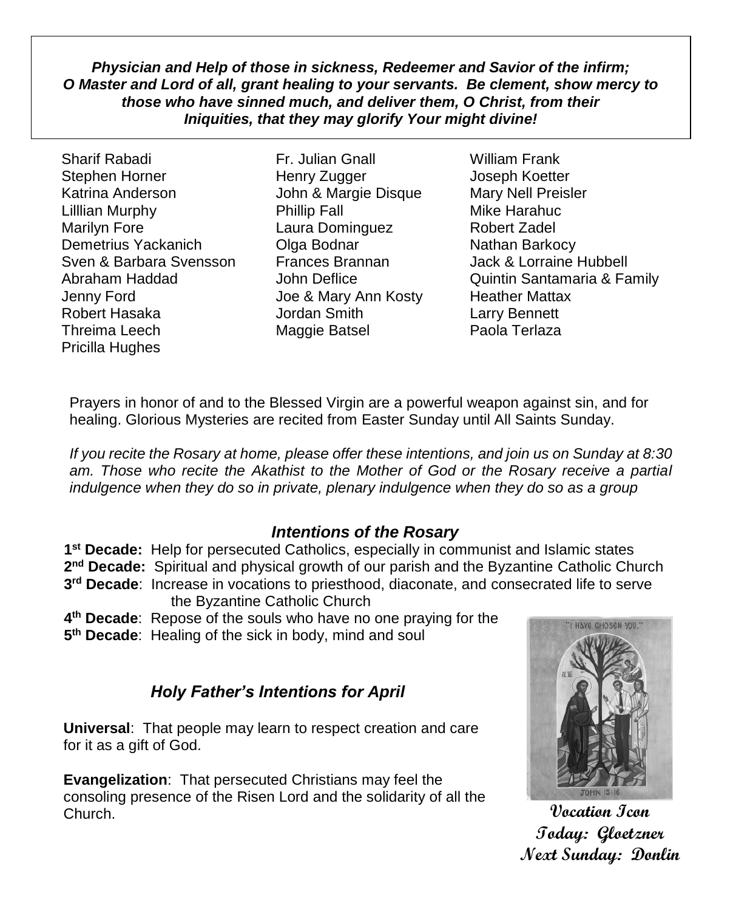***Physician and Help of those in sickness, Redeemer and Savior of the infirm; O Master and Lord of all, grant healing to your servants. Be clement, show mercy to those who have sinned much, and deliver them, O Christ, from their Iniquities, that they may glorify Your might divine!***

Sharif Rabadi
Stephen Horner
Katrina Anderson
Lilllian Murphy
Marilyn Fore
Demetrius Yackanich
Sven & Barbara Svensson
Abraham Haddad
Jenny Ford
Robert Hasaka
Threima Leech
Pricilla Hughes
Fr. Julian Gnall
Henry Zugger
John & Margie Disque
Phillip Fall
Laura Dominguez
Olga Bodnar
Frances Brannan
John Deflice
Joe & Mary Ann Kosty
Jordan Smith
Maggie Batsel
William Frank
Joseph Koetter
Mary Nell Preisler
Mike Harahuc
Robert Zadel
Nathan Barkocy
Jack & Lorraine Hubbell
Quintin Santamaria & Family
Heather Mattax
Larry Bennett
Paola Terlaza

Prayers in honor of and to the Blessed Virgin are a powerful weapon against sin, and for healing. Glorious Mysteries are recited from Easter Sunday until All Saints Sunday.

*If you recite the Rosary at home, please offer these intentions, and join us on Sunday at 8:30 am. Those who recite the Akathist to the Mother of God or the Rosary receive a partial indulgence when they do so in private, plenary indulgence when they do so as a group*

### *Intentions of the Rosary*

**1st Decade:** Help for persecuted Catholics, especially in communist and Islamic states
**2nd Decade:** Spiritual and physical growth of our parish and the Byzantine Catholic Church
**3rd Decade**: Increase in vocations to priesthood, diaconate, and consecrated life to serve the Byzantine Catholic Church
**4th Decade**: Repose of the souls who have no one praying for the
**5th Decade**: Healing of the sick in body, mind and soul

### *Holy Father's Intentions for April*

**Universal**: That people may learn to respect creation and care for it as a gift of God.

**Evangelization**: That persecuted Christians may feel the consoling presence of the Risen Lord and the solidarity of all the Church.

**Vocation Icon**
**Today: Gloetzner**
**Next Sunday: Donlin**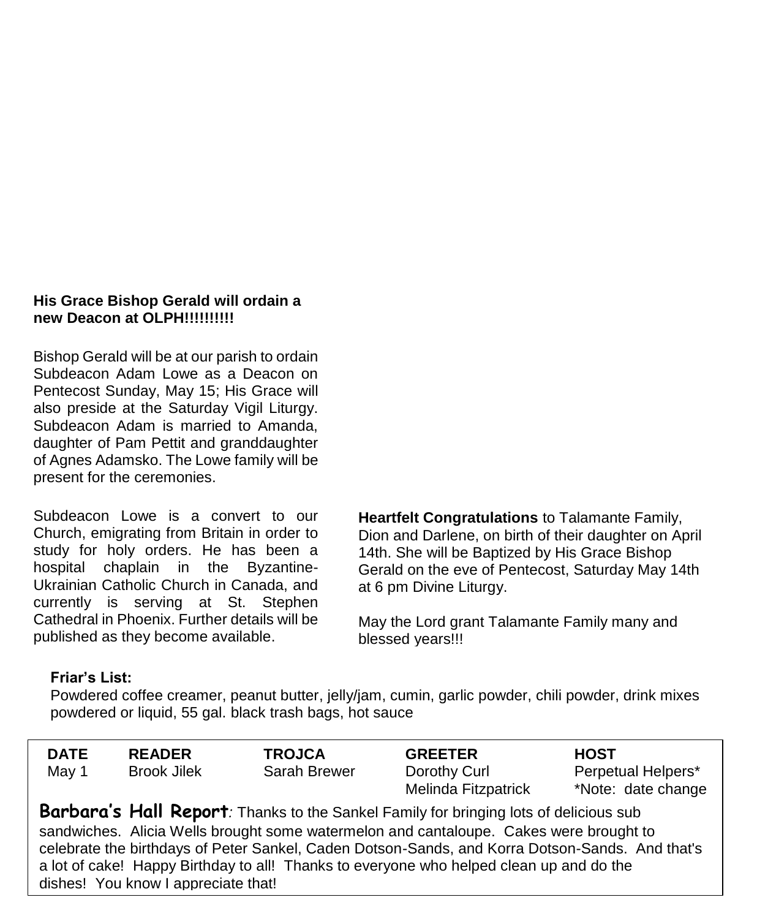**His Grace Bishop Gerald will ordain a new Deacon at OLPH!!!!!!!!!!**

Bishop Gerald will be at our parish to ordain Subdeacon Adam Lowe as a Deacon on Pentecost Sunday, May 15; His Grace will also preside at the Saturday Vigil Liturgy. Subdeacon Adam is married to Amanda, daughter of Pam Pettit and granddaughter of Agnes Adamsko. The Lowe family will be present for the ceremonies.

Subdeacon Lowe is a convert to our Church, emigrating from Britain in order to study for holy orders. He has been a hospital chaplain in the Byzantine-Ukrainian Catholic Church in Canada, and currently is serving at St. Stephen Cathedral in Phoenix. Further details will be published as they become available.

**Heartfelt Congratulations** to Talamante Family, Dion and Darlene, on birth of their daughter on April 14th. She will be Baptized by His Grace Bishop Gerald on the eve of Pentecost, Saturday May 14th at 6 pm Divine Liturgy.

May the Lord grant Talamante Family many and blessed years!!!

**Friar's List:**
Powdered coffee creamer, peanut butter, jelly/jam, cumin, garlic powder, chili powder, drink mixes powdered or liquid, 55 gal. black trash bags, hot sauce

| DATE | READER | TROJCA | GREETER | HOST |
|---|---|---|---|---|
| May 1 | Brook Jilek | Sarah Brewer | Dorothy Curl<br>Melinda Fitzpatrick | Perpetual Helpers*<br>*Note: date change |

**Barbara's Hall Report***:* Thanks to the Sankel Family for bringing lots of delicious sub sandwiches. Alicia Wells brought some watermelon and cantaloupe. Cakes were brought to celebrate the birthdays of Peter Sankel, Caden Dotson-Sands, and Korra Dotson-Sands. And that's a lot of cake! Happy Birthday to all! Thanks to everyone who helped clean up and do the dishes! You know I appreciate that!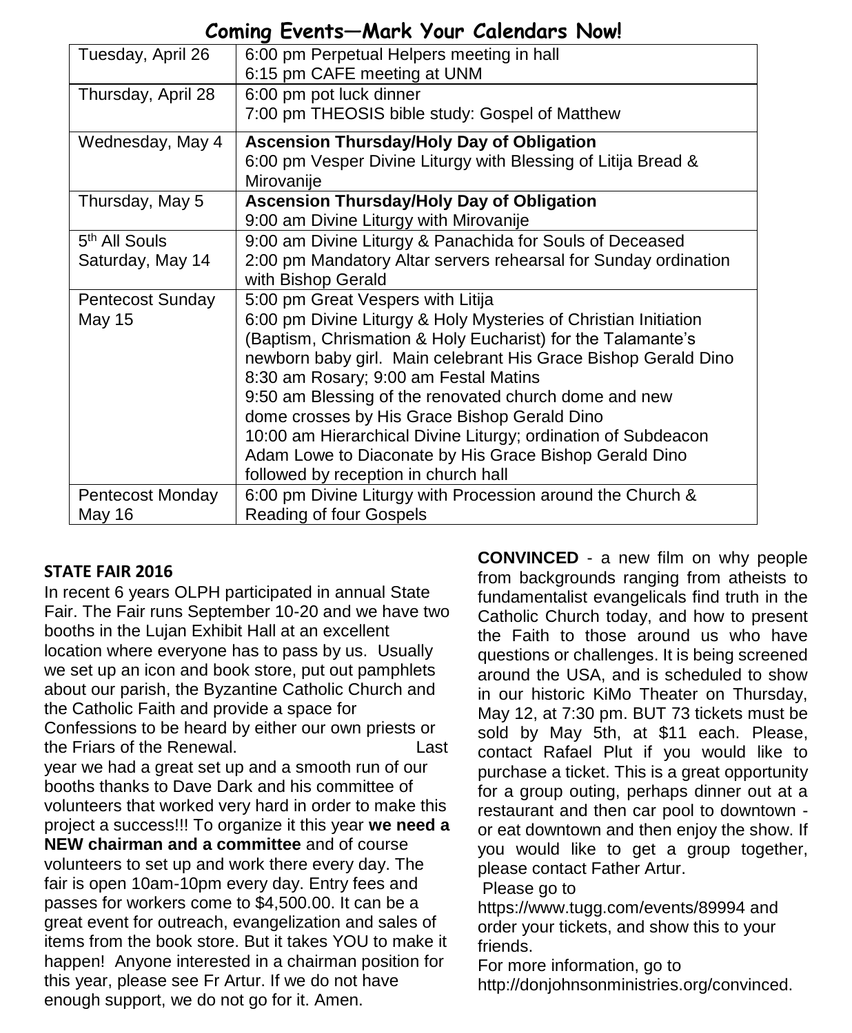## Coming Events—Mark Your Calendars Now!

| | |
|---|---|
| Tuesday, April 26 | 6:00 pm Perpetual Helpers meeting in hall<br>6:15 pm CAFE meeting at UNM |
| Thursday, April 28 | 6:00 pm pot luck dinner<br>7:00 pm THEOSIS bible study: Gospel of Matthew |
| Wednesday, May 4 | **Ascension Thursday/Holy Day of Obligation**<br>6:00 pm Vesper Divine Liturgy with Blessing of Litija Bread & Mirovanije |
| Thursday, May 5 | **Ascension Thursday/Holy Day of Obligation**<br>9:00 am Divine Liturgy with Mirovanije |
| 5th All Souls Saturday, May 14 | 9:00 am Divine Liturgy & Panachida for Souls of Deceased<br>2:00 pm Mandatory Altar servers rehearsal for Sunday ordination with Bishop Gerald |
| Pentecost Sunday May 15 | 5:00 pm Great Vespers with Litija<br>6:00 pm Divine Liturgy & Holy Mysteries of Christian Initiation (Baptism, Chrismation & Holy Eucharist) for the Talamante's newborn baby girl. Main celebrant His Grace Bishop Gerald Dino<br>8:30 am Rosary; 9:00 am Festal Matins<br>9:50 am Blessing of the renovated church dome and new dome crosses by His Grace Bishop Gerald Dino<br>10:00 am Hierarchical Divine Liturgy; ordination of Subdeacon Adam Lowe to Diaconate by His Grace Bishop Gerald Dino followed by reception in church hall |
| Pentecost Monday May 16 | 6:00 pm Divine Liturgy with Procession around the Church & Reading of four Gospels |

**STATE FAIR 2016**

In recent 6 years OLPH participated in annual State Fair. The Fair runs September 10-20 and we have two booths in the Lujan Exhibit Hall at an excellent location where everyone has to pass by us. Usually we set up an icon and book store, put out pamphlets about our parish, the Byzantine Catholic Church and the Catholic Faith and provide a space for Confessions to be heard by either our own priests or the Friars of the Renewal. Last year we had a great set up and a smooth run of our booths thanks to Dave Dark and his committee of volunteers that worked very hard in order to make this project a success!!! To organize it this year **we need a NEW chairman and a committee** and of course volunteers to set up and work there every day. The fair is open 10am-10pm every day. Entry fees and passes for workers come to $4,500.00. It can be a great event for outreach, evangelization and sales of items from the book store. But it takes YOU to make it happen! Anyone interested in a chairman position for this year, please see Fr Artur. If we do not have enough support, we do not go for it. Amen.

**CONVINCED** - a new film on why people from backgrounds ranging from atheists to fundamentalist evangelicals find truth in the Catholic Church today, and how to present the Faith to those around us who have questions or challenges. It is being screened around the USA, and is scheduled to show in our historic KiMo Theater on Thursday, May 12, at 7:30 pm. BUT 73 tickets must be sold by May 5th, at $11 each. Please, contact Rafael Plut if you would like to purchase a ticket. This is a great opportunity for a group outing, perhaps dinner out at a restaurant and then car pool to downtown - or eat downtown and then enjoy the show. If you would like to get a group together, please contact Father Artur.

Please go to https://www.tugg.com/events/89994 and order your tickets, and show this to your friends.

For more information, go to http://donjohnsonministries.org/convinced.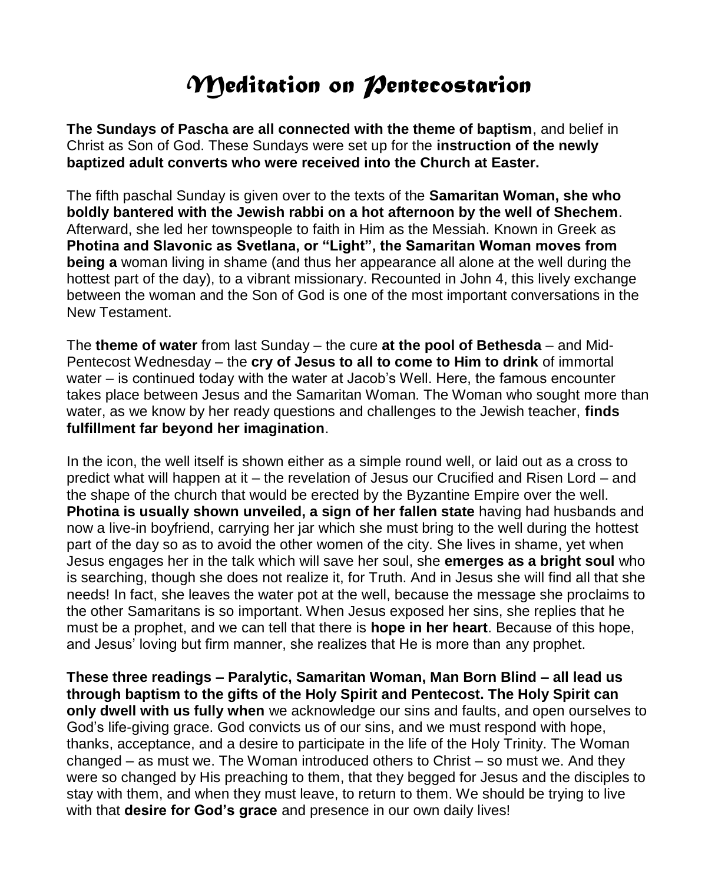# Meditation on Pentecostarion

**The Sundays of Pascha are all connected with the theme of baptism**, and belief in Christ as Son of God. These Sundays were set up for the **instruction of the newly baptized adult converts who were received into the Church at Easter.**

The fifth paschal Sunday is given over to the texts of the **Samaritan Woman, she who boldly bantered with the Jewish rabbi on a hot afternoon by the well of Shechem**. Afterward, she led her townspeople to faith in Him as the Messiah. Known in Greek as **Photina and Slavonic as Svetlana, or "Light", the Samaritan Woman moves from being a** woman living in shame (and thus her appearance all alone at the well during the hottest part of the day), to a vibrant missionary. Recounted in John 4, this lively exchange between the woman and the Son of God is one of the most important conversations in the New Testament.

The **theme of water** from last Sunday – the cure **at the pool of Bethesda** – and Mid-Pentecost Wednesday – the **cry of Jesus to all to come to Him to drink** of immortal water – is continued today with the water at Jacob's Well. Here, the famous encounter takes place between Jesus and the Samaritan Woman. The Woman who sought more than water, as we know by her ready questions and challenges to the Jewish teacher, **finds fulfillment far beyond her imagination**.

In the icon, the well itself is shown either as a simple round well, or laid out as a cross to predict what will happen at it – the revelation of Jesus our Crucified and Risen Lord – and the shape of the church that would be erected by the Byzantine Empire over the well. **Photina is usually shown unveiled, a sign of her fallen state** having had husbands and now a live-in boyfriend, carrying her jar which she must bring to the well during the hottest part of the day so as to avoid the other women of the city. She lives in shame, yet when Jesus engages her in the talk which will save her soul, she **emerges as a bright soul** who is searching, though she does not realize it, for Truth. And in Jesus she will find all that she needs! In fact, she leaves the water pot at the well, because the message she proclaims to the other Samaritans is so important. When Jesus exposed her sins, she replies that he must be a prophet, and we can tell that there is **hope in her heart**. Because of this hope, and Jesus' loving but firm manner, she realizes that He is more than any prophet.

**These three readings – Paralytic, Samaritan Woman, Man Born Blind – all lead us through baptism to the gifts of the Holy Spirit and Pentecost. The Holy Spirit can only dwell with us fully when** we acknowledge our sins and faults, and open ourselves to God's life-giving grace. God convicts us of our sins, and we must respond with hope, thanks, acceptance, and a desire to participate in the life of the Holy Trinity. The Woman changed – as must we. The Woman introduced others to Christ – so must we. And they were so changed by His preaching to them, that they begged for Jesus and the disciples to stay with them, and when they must leave, to return to them. We should be trying to live with that **desire for God's grace** and presence in our own daily lives!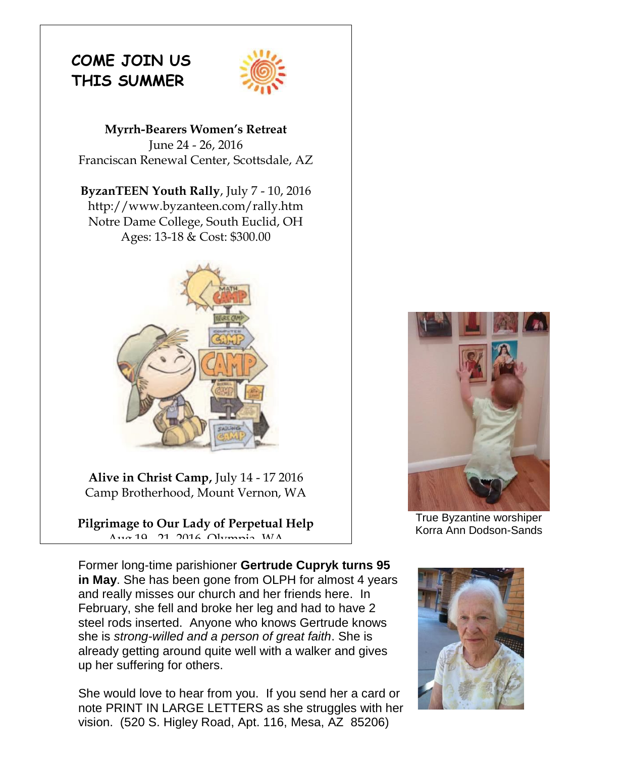## COME JOIN US THIS SUMMER

**Myrrh-Bearers Women's Retreat**
June 24 - 26, 2016
Franciscan Renewal Center, Scottsdale, AZ

**ByzanTEEN Youth Rally**, July 7 - 10, 2016
http://www.byzanteen.com/rally.htm
Notre Dame College, South Euclid, OH
Ages: 13-18 & Cost: $300.00

**Alive in Christ Camp,** July 14 - 17 2016
Camp Brotherhood, Mount Vernon, WA

**Pilgrimage to Our Lady of Perpetual Help**
Aug 19 - 21, 2016 Olympia, WA

True Byzantine worshiper
Korra Ann Dodson-Sands

Former long-time parishioner **Gertrude Cupryk turns 95 in May**. She has been gone from OLPH for almost 4 years and really misses our church and her friends here. In February, she fell and broke her leg and had to have 2 steel rods inserted. Anyone who knows Gertrude knows she is *strong-willed and a person of great faith*. She is already getting around quite well with a walker and gives up her suffering for others.

She would love to hear from you. If you send her a card or note PRINT IN LARGE LETTERS as she struggles with her vision. (520 S. Higley Road, Apt. 116, Mesa, AZ 85206)